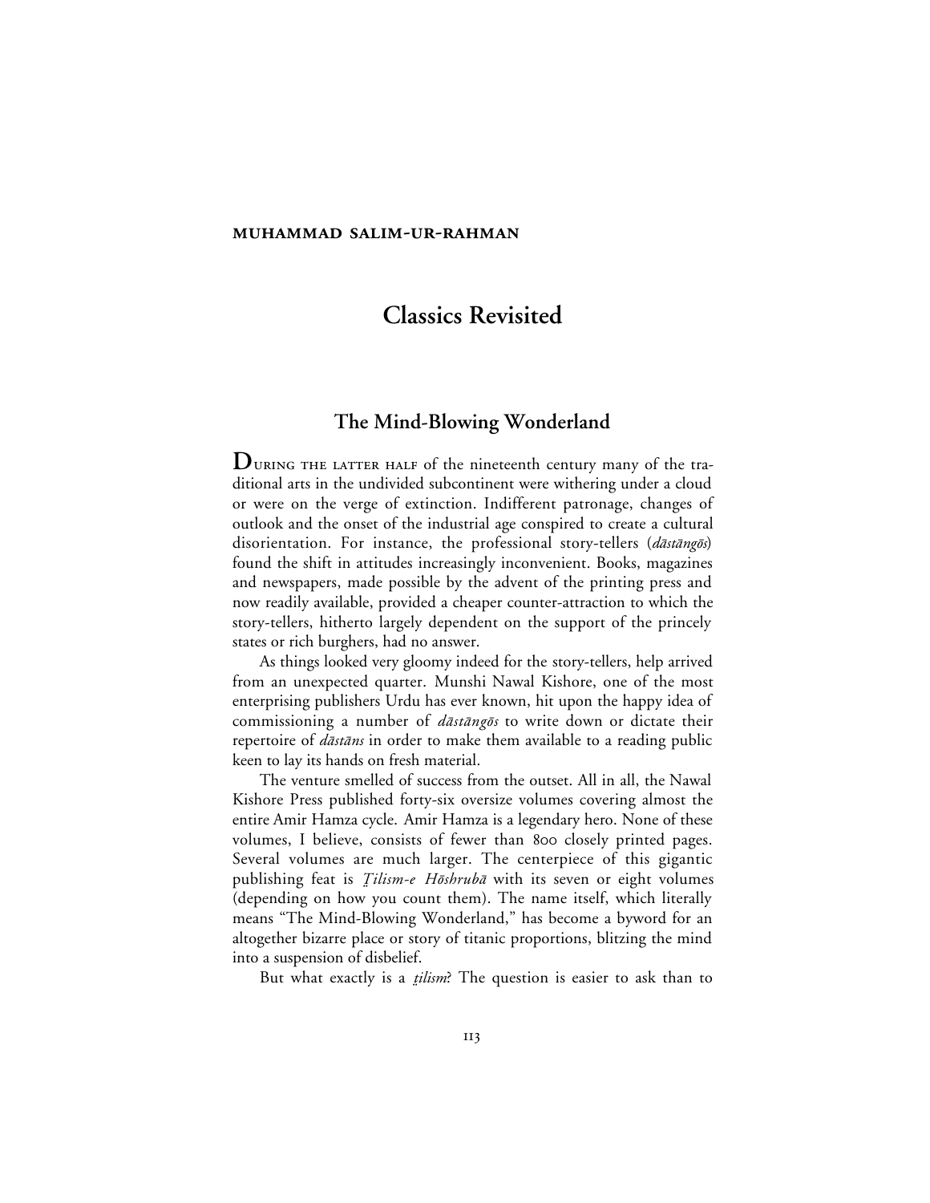**MUHAMMAD SALIM-UR-RAHMAN**

# Classics Revisited

## The Mind-Blowing Wonderland

**D**URING THE LATTER HALF of the nineteenth century many of the traditional arts in the undivided subcontinent were withering under a cloud or were on the verge of extinction. Indifferent patronage, changes of outlook and the onset of the industrial age conspired to create a cultural disorientation. For instance, the professional story-tellers (*dāstāngōs*) found the shift in attitudes increasingly inconvenient. Books, magazines and newspapers, made possible by the advent of the printing press and now readily available, provided a cheaper counter-attraction to which the story-tellers, hitherto largely dependent on the support of the princely states or rich burghers, had no answer.

As things looked very gloomy indeed for the story-tellers, help arrived from an unexpected quarter. Munshi Nawal Kishore, one of the most enterprising publishers Urdu has ever known, hit upon the happy idea of commissioning a number of *dāstāngōs* to write down or dictate their repertoire of *dāstāns* in order to make them available to a reading public keen to lay its hands on fresh material.

The venture smelled of success from the outset. All in all, the Nawal Kishore Press published forty-six oversize volumes covering almost the entire Amir Hamza cycle. Amir Hamza is a legendary hero. None of these volumes, I believe, consists of fewer than 800 closely printed pages. Several volumes are much larger. The centerpiece of this gigantic publishing feat is *Ṭilism-e Hōshrubā* with its seven or eight volumes (depending on how you count them). The name itself, which literally means "The Mind-Blowing Wonderland," has become a byword for an altogether bizarre place or story of titanic proportions, blitzing the mind into a suspension of disbelief.

But what exactly is a *ṭilism*? The question is easier to ask than to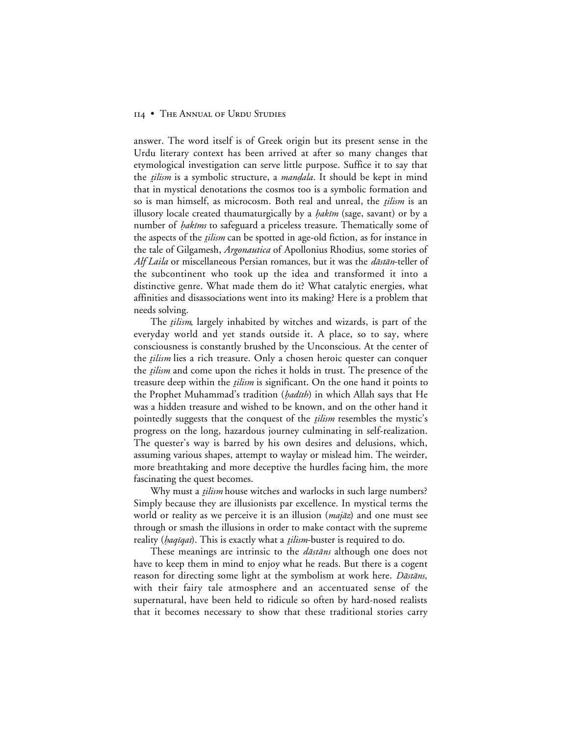answer. The word itself is of Greek origin but its present sense in the Urdu literary context has been arrived at after so many changes that etymological investigation can serve little purpose. Suffice it to say that the *ṭilism* is a symbolic structure, a *manḍala*. It should be kept in mind that in mystical denotations the cosmos too is a symbolic formation and so is man himself, as microcosm. Both real and unreal, the *ṭilism* is an illusory locale created thaumaturgically by a *ḥakīm* (sage, savant) or by a number of *ḥakīms* to safeguard a priceless treasure. Thematically some of the aspects of the *ṭilism* can be spotted in age-old fiction, as for instance in the tale of Gilgamesh, *Argonautica* of Apollonius Rhodius, some stories of *Alf Laila* or miscellaneous Persian romances, but it was the *dāstān*-teller of the subcontinent who took up the idea and transformed it into a distinctive genre. What made them do it? What catalytic energies, what affinities and disassociations went into its making? Here is a problem that needs solving.

The *ṭilism*, largely inhabited by witches and wizards, is part of the everyday world and yet stands outside it. A place, so to say, where consciousness is constantly brushed by the Unconscious. At the center of the *ṭilism* lies a rich treasure. Only a chosen heroic quester can conquer the *ṭilism* and come upon the riches it holds in trust. The presence of the treasure deep within the *ṭilism* is significant. On the one hand it points to the Prophet Muhammad's tradition (*ḥadīth*) in which Allah says that He was a hidden treasure and wished to be known, and on the other hand it pointedly suggests that the conquest of the *ṭilism* resembles the mystic's progress on the long, hazardous journey culminating in self-realization. The quester's way is barred by his own desires and delusions, which, assuming various shapes, attempt to waylay or mislead him. The weirder, more breathtaking and more deceptive the hurdles facing him, the more fascinating the quest becomes.

Why must a *ṭilism* house witches and warlocks in such large numbers? Simply because they are illusionists par excellence. In mystical terms the world or reality as we perceive it is an illusion (*majāz*) and one must see through or smash the illusions in order to make contact with the supreme reality (*ḥaqīqat*). This is exactly what a *ṭilism*-buster is required to do.

These meanings are intrinsic to the *dāstāns* although one does not have to keep them in mind to enjoy what he reads. But there is a cogent reason for directing some light at the symbolism at work here. *Dāstāns,* with their fairy tale atmosphere and an accentuated sense of the supernatural, have been held to ridicule so often by hard-nosed realists that it becomes necessary to show that these traditional stories carry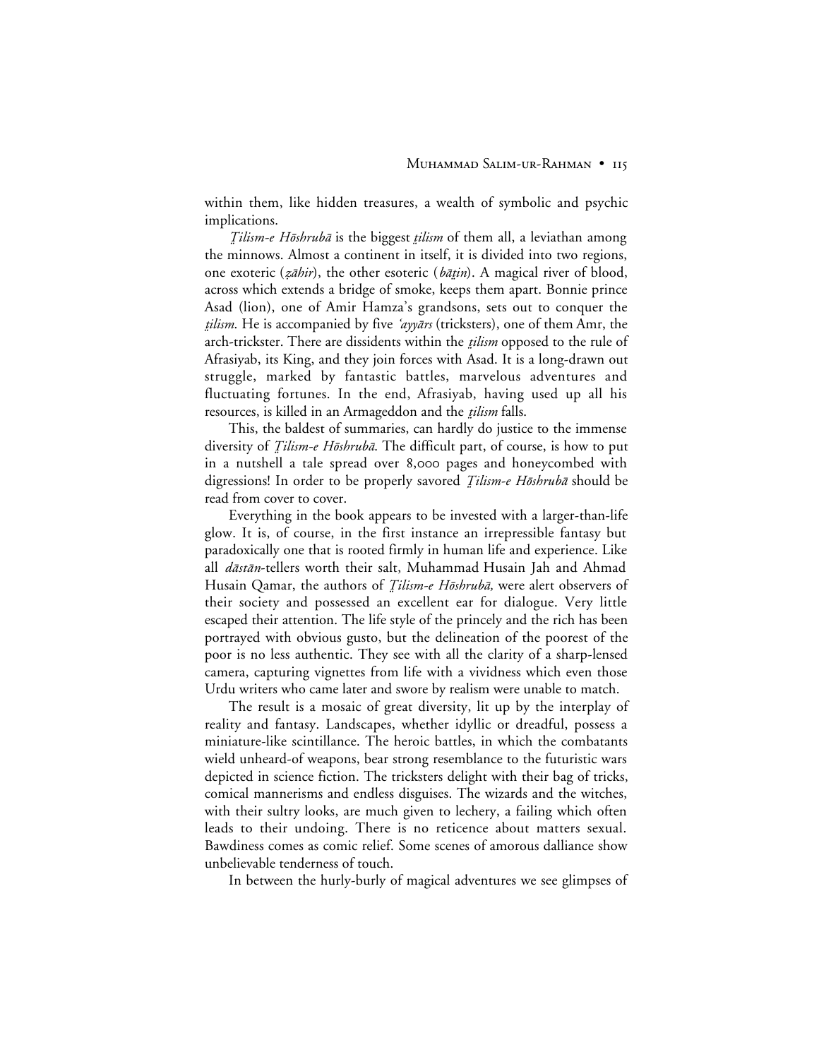within them, like hidden treasures, a wealth of symbolic and psychic implications.

*Ṭilism-e Hōshrubā* is the biggest *ṭilism* of them all, a leviathan among the minnows. Almost a continent in itself, it is divided into two regions, one exoteric (*ẓāhir*), the other esoteric (*bāṭin*). A magical river of blood, across which extends a bridge of smoke, keeps them apart. Bonnie prince Asad (lion), one of Amir Hamza's grandsons, sets out to conquer the *ṭilism*. He is accompanied by five *'ayyārs* (tricksters), one of them Amr, the arch-trickster. There are dissidents within the *ṭilism* opposed to the rule of Afrasiyab, its King, and they join forces with Asad. It is a long-drawn out struggle, marked by fantastic battles, marvelous adventures and fluctuating fortunes. In the end, Afrasiyab, having used up all his resources, is killed in an Armageddon and the *ṭilism* falls.

This, the baldest of summaries, can hardly do justice to the immense diversity of *Ṭilism-e Hōshrubā*. The difficult part, of course, is how to put in a nutshell a tale spread over 8,000 pages and honeycombed with digressions! In order to be properly savored *Ṭilism-e Hōshrubā* should be read from cover to cover.

Everything in the book appears to be invested with a larger-than-life glow. It is, of course, in the first instance an irrepressible fantasy but paradoxically one that is rooted firmly in human life and experience. Like all *dāstān*-tellers worth their salt, Muhammad Husain Jah and Ahmad Husain Qamar, the authors of *Ṭilism-e Hōshrubā,* were alert observers of their society and possessed an excellent ear for dialogue. Very little escaped their attention. The life style of the princely and the rich has been portrayed with obvious gusto, but the delineation of the poorest of the poor is no less authentic. They see with all the clarity of a sharp-lensed camera, capturing vignettes from life with a vividness which even those Urdu writers who came later and swore by realism were unable to match.

The result is a mosaic of great diversity, lit up by the interplay of reality and fantasy. Landscapes, whether idyllic or dreadful, possess a miniature-like scintillance. The heroic battles, in which the combatants wield unheard-of weapons, bear strong resemblance to the futuristic wars depicted in science fiction. The tricksters delight with their bag of tricks, comical mannerisms and endless disguises. The wizards and the witches, with their sultry looks, are much given to lechery, a failing which often leads to their undoing. There is no reticence about matters sexual. Bawdiness comes as comic relief. Some scenes of amorous dalliance show unbelievable tenderness of touch.

In between the hurly-burly of magical adventures we see glimpses of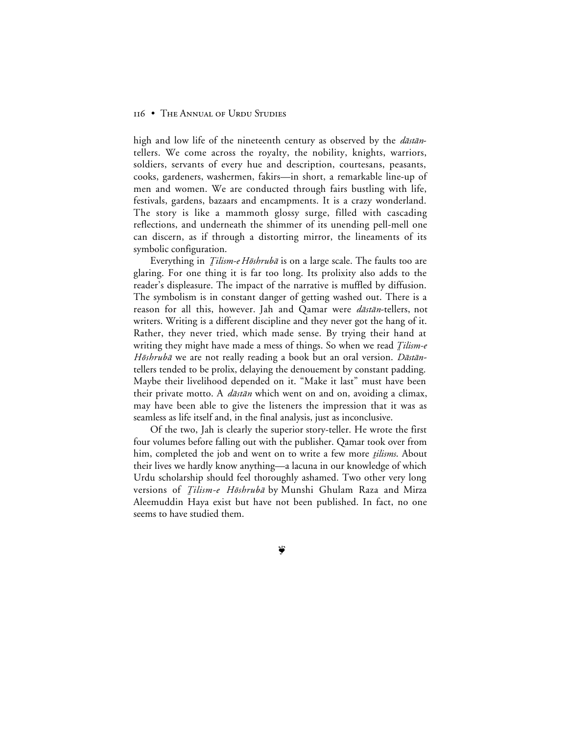high and low life of the nineteenth century as observed by the *dāstān*-tellers. We come across the royalty, the nobility, knights, warriors, soldiers, servants of every hue and description, courtesans, peasants, cooks, gardeners, washermen, fakirs—in short, a remarkable line-up of men and women. We are conducted through fairs bustling with life, festivals, gardens, bazaars and encampments. It is a crazy wonderland. The story is like a mammoth glossy surge, filled with cascading reflections, and underneath the shimmer of its unending pell-mell one can discern, as if through a distorting mirror, the lineaments of its symbolic configuration.

Everything in *Ṭilism-e Hōshrubā* is on a large scale. The faults too are glaring. For one thing it is far too long. Its prolixity also adds to the reader's displeasure. The impact of the narrative is muffled by diffusion. The symbolism is in constant danger of getting washed out. There is a reason for all this, however. Jah and Qamar were *dāstān*-tellers, not writers. Writing is a different discipline and they never got the hang of it. Rather, they never tried, which made sense. By trying their hand at writing they might have made a mess of things. So when we read *Ṭilism-e Hōshrubā* we are not really reading a book but an oral version. *Dāstān*-tellers tended to be prolix, delaying the denouement by constant padding. Maybe their livelihood depended on it. "Make it last" must have been their private motto. A *dāstān* which went on and on, avoiding a climax, may have been able to give the listeners the impression that it was as seamless as life itself and, in the final analysis, just as inconclusive.

Of the two, Jah is clearly the superior story-teller. He wrote the first four volumes before falling out with the publisher. Qamar took over from him, completed the job and went on to write a few more *ṭilisms*. About their lives we hardly know anything—a lacuna in our knowledge of which Urdu scholarship should feel thoroughly ashamed. Two other very long versions of *Ṭilism-e Hōshrubā* by Munshi Ghulam Raza and Mirza Aleemuddin Haya exist but have not been published. In fact, no one seems to have studied them.

❦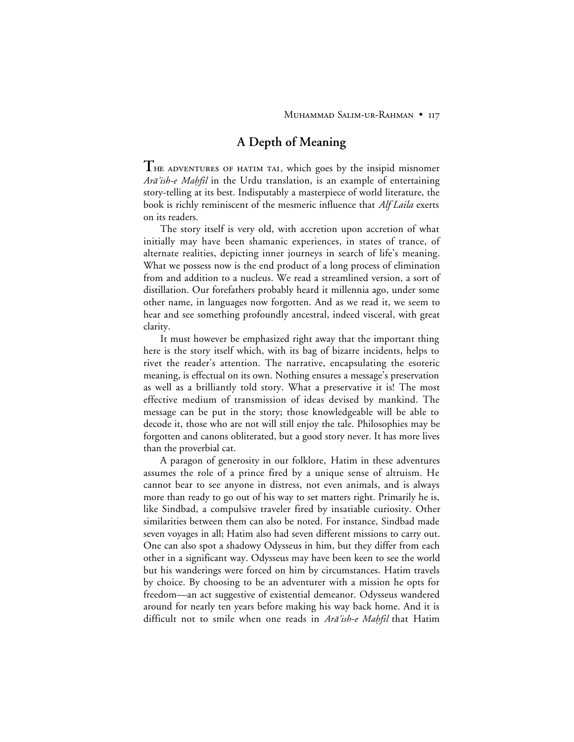## A Depth of Meaning

THE ADVENTURES OF HATIM TAI, which goes by the insipid misnomer *Arā'ish-e Maḥfil* in the Urdu translation, is an example of entertaining story-telling at its best. Indisputably a masterpiece of world literature, the book is richly reminiscent of the mesmeric influence that *Alf Laila* exerts on its readers.

The story itself is very old, with accretion upon accretion of what initially may have been shamanic experiences, in states of trance, of alternate realities, depicting inner journeys in search of life's meaning. What we possess now is the end product of a long process of elimination from and addition to a nucleus. We read a streamlined version, a sort of distillation. Our forefathers probably heard it millennia ago, under some other name, in languages now forgotten. And as we read it, we seem to hear and see something profoundly ancestral, indeed visceral, with great clarity.

It must however be emphasized right away that the important thing here is the story itself which, with its bag of bizarre incidents, helps to rivet the reader's attention. The narrative, encapsulating the esoteric meaning, is effectual on its own. Nothing ensures a message's preservation as well as a brilliantly told story. What a preservative it is! The most effective medium of transmission of ideas devised by mankind. The message can be put in the story; those knowledgeable will be able to decode it, those who are not will still enjoy the tale. Philosophies may be forgotten and canons obliterated, but a good story never. It has more lives than the proverbial cat.

A paragon of generosity in our folklore, Hatim in these adventures assumes the role of a prince fired by a unique sense of altruism. He cannot bear to see anyone in distress, not even animals, and is always more than ready to go out of his way to set matters right. Primarily he is, like Sindbad, a compulsive traveler fired by insatiable curiosity. Other similarities between them can also be noted. For instance, Sindbad made seven voyages in all; Hatim also had seven different missions to carry out. One can also spot a shadowy Odysseus in him, but they differ from each other in a significant way. Odysseus may have been keen to see the world but his wanderings were forced on him by circumstances. Hatim travels by choice. By choosing to be an adventurer with a mission he opts for freedom—an act suggestive of existential demeanor. Odysseus wandered around for nearly ten years before making his way back home. And it is difficult not to smile when one reads in *Arā'ish-e Maḥfil* that Hatim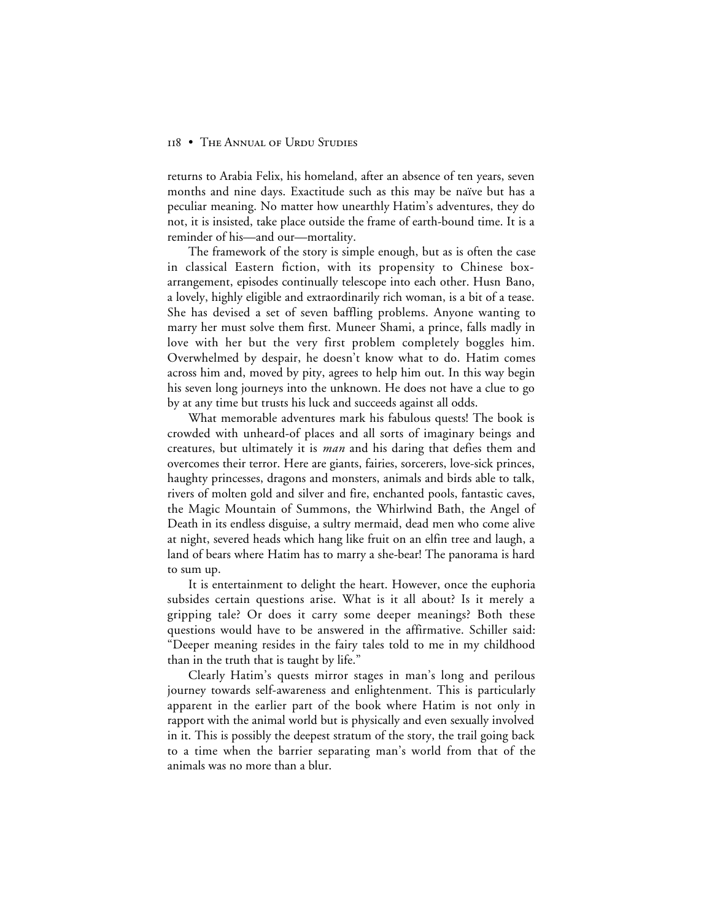returns to Arabia Felix, his homeland, after an absence of ten years, seven months and nine days. Exactitude such as this may be naïve but has a peculiar meaning. No matter how unearthly Hatim's adventures, they do not, it is insisted, take place outside the frame of earth-bound time. It is a reminder of his—and our—mortality.

The framework of the story is simple enough, but as is often the case in classical Eastern fiction, with its propensity to Chinese box-arrangement, episodes continually telescope into each other. Husn Bano, a lovely, highly eligible and extraordinarily rich woman, is a bit of a tease. She has devised a set of seven baffling problems. Anyone wanting to marry her must solve them first. Muneer Shami, a prince, falls madly in love with her but the very first problem completely boggles him. Overwhelmed by despair, he doesn't know what to do. Hatim comes across him and, moved by pity, agrees to help him out. In this way begin his seven long journeys into the unknown. He does not have a clue to go by at any time but trusts his luck and succeeds against all odds.

What memorable adventures mark his fabulous quests! The book is crowded with unheard-of places and all sorts of imaginary beings and creatures, but ultimately it is *man* and his daring that defies them and overcomes their terror. Here are giants, fairies, sorcerers, love-sick princes, haughty princesses, dragons and monsters, animals and birds able to talk, rivers of molten gold and silver and fire, enchanted pools, fantastic caves, the Magic Mountain of Summons, the Whirlwind Bath, the Angel of Death in its endless disguise, a sultry mermaid, dead men who come alive at night, severed heads which hang like fruit on an elfin tree and laugh, a land of bears where Hatim has to marry a she-bear! The panorama is hard to sum up.

It is entertainment to delight the heart. However, once the euphoria subsides certain questions arise. What is it all about? Is it merely a gripping tale? Or does it carry some deeper meanings? Both these questions would have to be answered in the affirmative. Schiller said: "Deeper meaning resides in the fairy tales told to me in my childhood than in the truth that is taught by life."

Clearly Hatim's quests mirror stages in man's long and perilous journey towards self-awareness and enlightenment. This is particularly apparent in the earlier part of the book where Hatim is not only in rapport with the animal world but is physically and even sexually involved in it. This is possibly the deepest stratum of the story, the trail going back to a time when the barrier separating man's world from that of the animals was no more than a blur.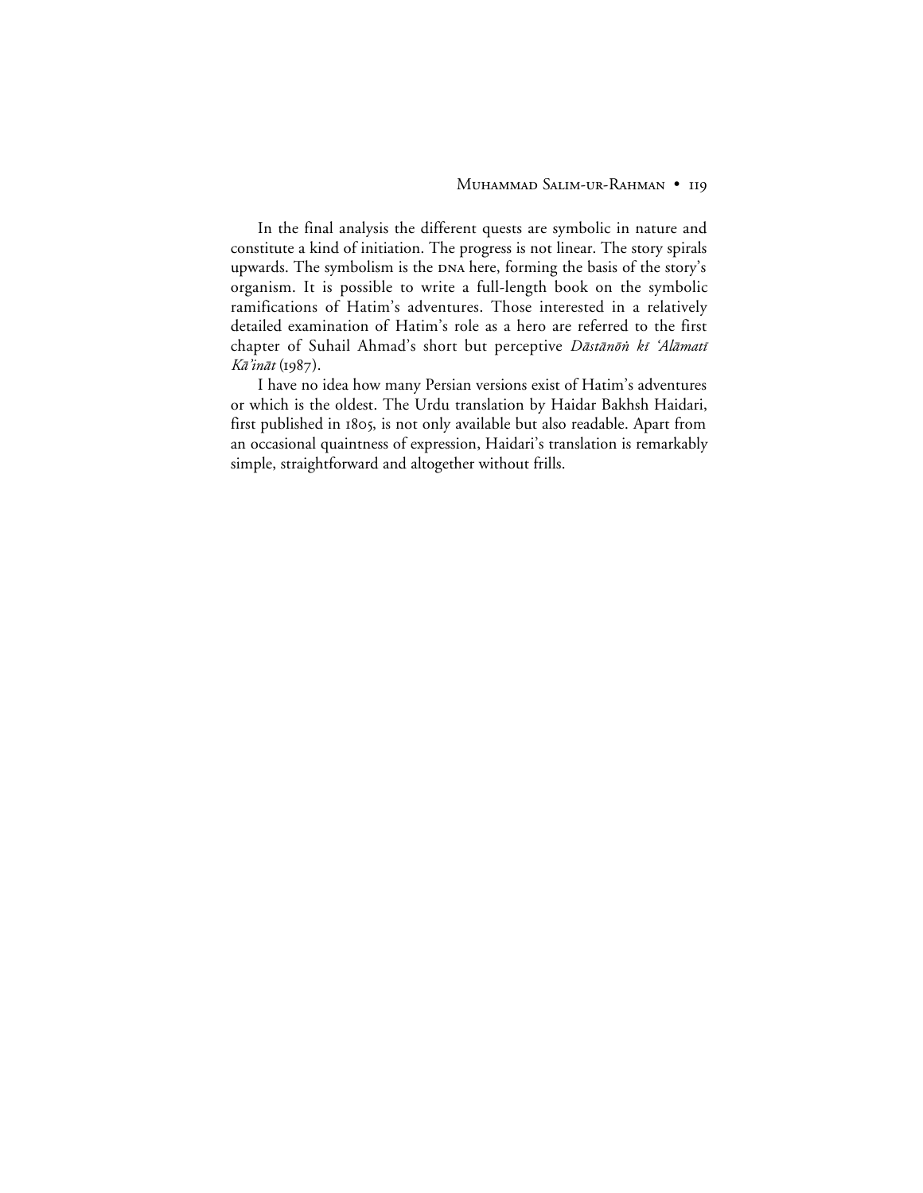In the final analysis the different quests are symbolic in nature and constitute a kind of initiation. The progress is not linear. The story spirals upwards. The symbolism is the DNA here, forming the basis of the story's organism. It is possible to write a full-length book on the symbolic ramifications of Hatim's adventures. Those interested in a relatively detailed examination of Hatim's role as a hero are referred to the first chapter of Suhail Ahmad's short but perceptive *Dāstānōṅ kī 'Alāmatī Kā'ināt* (1987).

I have no idea how many Persian versions exist of Hatim's adventures or which is the oldest. The Urdu translation by Haidar Bakhsh Haidari, first published in 1805, is not only available but also readable. Apart from an occasional quaintness of expression, Haidari's translation is remarkably simple, straightforward and altogether without frills.